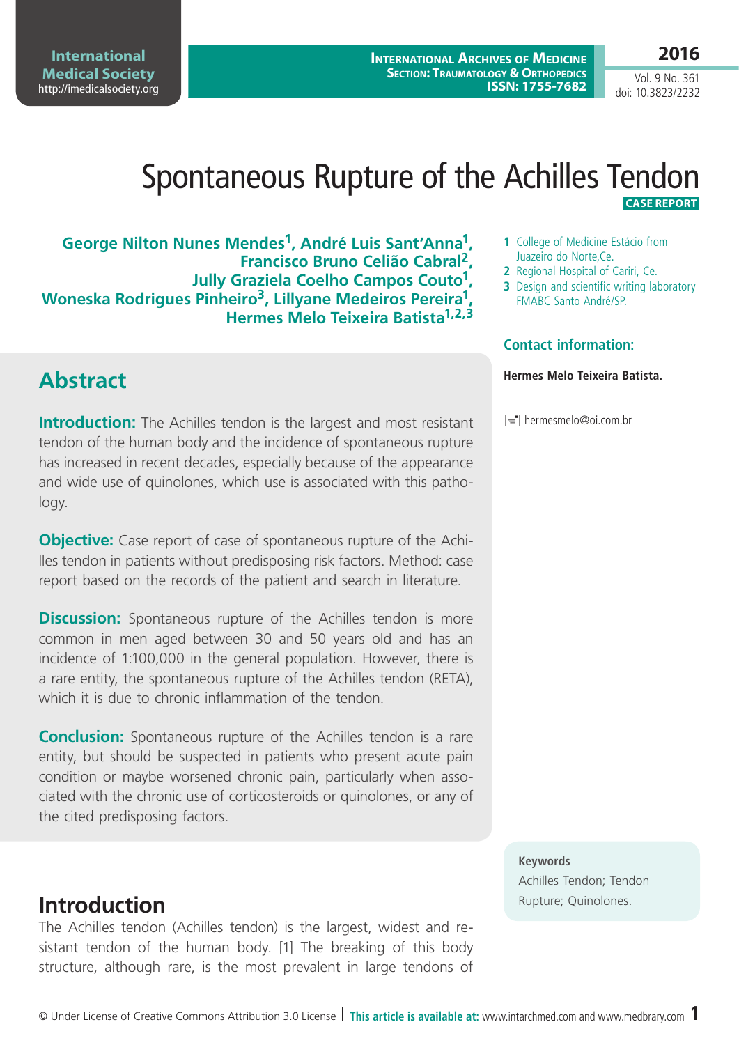# Spontaneous Rupture of the Achilles Tendon

**CASE REPORT**

**George Nilton Nunes Mendes[1], André Luis Sant'Anna[1], Francisco Bruno Celião Cabral[2], Jully Graziela Coelho Campos Couto[1], Woneska Rodrigues Pinheiro[3], Lillyane Medeiros Pereira[1], Hermes Melo Teixeira Batista[1,2,3]**

1 College of Medicine Estácio from Juazeiro do Norte,Ce.
2 Regional Hospital of Cariri, Ce.
3 Design and scientific writing laboratory FMABC Santo André/SP.

### Contact information:

**Hermes Melo Teixeira Batista.**

hermesmelo@oi.com.br

## Abstract

**Introduction:** The Achilles tendon is the largest and most resistant tendon of the human body and the incidence of spontaneous rupture has increased in recent decades, especially because of the appearance and wide use of quinolones, which use is associated with this pathology.

**Objective:** Case report of case of spontaneous rupture of the Achilles tendon in patients without predisposing risk factors. Method: case report based on the records of the patient and search in literature.

**Discussion:** Spontaneous rupture of the Achilles tendon is more common in men aged between 30 and 50 years old and has an incidence of 1:100,000 in the general population. However, there is a rare entity, the spontaneous rupture of the Achilles tendon (RETA), which it is due to chronic inflammation of the tendon.

**Conclusion:** Spontaneous rupture of the Achilles tendon is a rare entity, but should be suspected in patients who present acute pain condition or maybe worsened chronic pain, particularly when associated with the chronic use of corticosteroids or quinolones, or any of the cited predisposing factors.

**Keywords**
Achilles Tendon; Tendon Rupture; Quinolones.

## Introduction

The Achilles tendon (Achilles tendon) is the largest, widest and resistant tendon of the human body. [1] The breaking of this body structure, although rare, is the most prevalent in large tendons of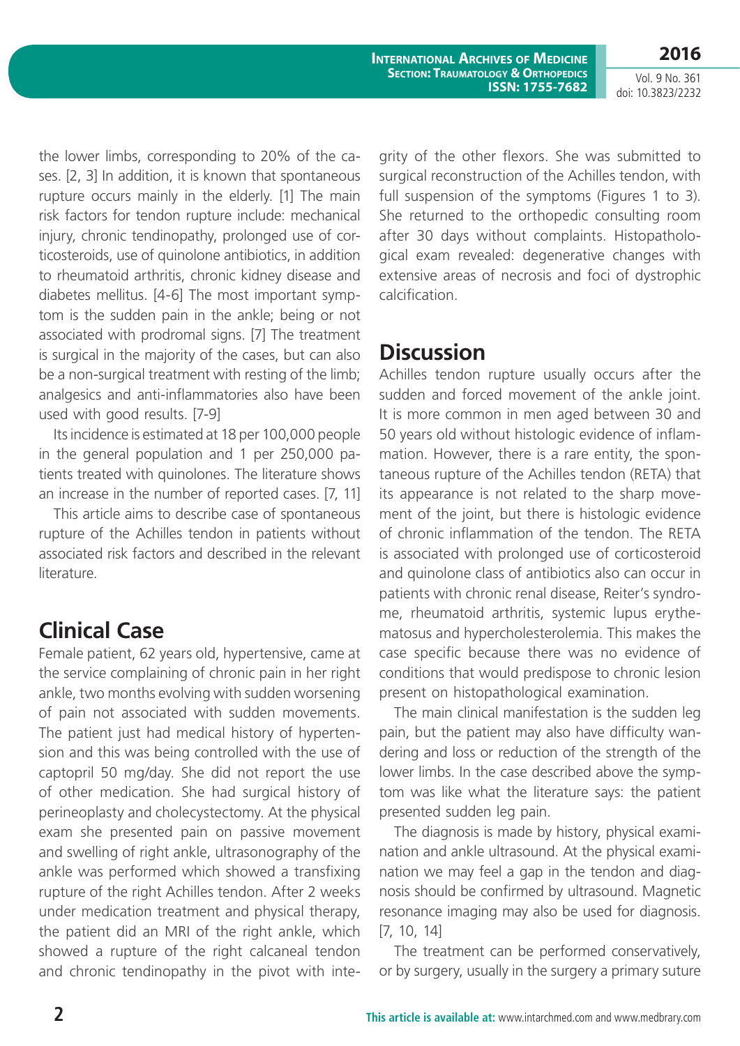the lower limbs, corresponding to 20% of the cases. [2, 3] In addition, it is known that spontaneous rupture occurs mainly in the elderly. [1] The main risk factors for tendon rupture include: mechanical injury, chronic tendinopathy, prolonged use of corticosteroids, use of quinolone antibiotics, in addition to rheumatoid arthritis, chronic kidney disease and diabetes mellitus. [4-6] The most important symptom is the sudden pain in the ankle; being or not associated with prodromal signs. [7] The treatment is surgical in the majority of the cases, but can also be a non-surgical treatment with resting of the limb; analgesics and anti-inflammatories also have been used with good results. [7-9]

Its incidence is estimated at 18 per 100,000 people in the general population and 1 per 250,000 patients treated with quinolones. The literature shows an increase in the number of reported cases. [7, 11]

This article aims to describe case of spontaneous rupture of the Achilles tendon in patients without associated risk factors and described in the relevant literature.

## Clinical Case

Female patient, 62 years old, hypertensive, came at the service complaining of chronic pain in her right ankle, two months evolving with sudden worsening of pain not associated with sudden movements. The patient just had medical history of hypertension and this was being controlled with the use of captopril 50 mg/day. She did not report the use of other medication. She had surgical history of perineoplasty and cholecystectomy. At the physical exam she presented pain on passive movement and swelling of right ankle, ultrasonography of the ankle was performed which showed a transfixing rupture of the right Achilles tendon. After 2 weeks under medication treatment and physical therapy, the patient did an MRI of the right ankle, which showed a rupture of the right calcaneal tendon and chronic tendinopathy in the pivot with integrity of the other flexors. She was submitted to surgical reconstruction of the Achilles tendon, with full suspension of the symptoms (Figures 1 to 3). She returned to the orthopedic consulting room after 30 days without complaints. Histopathological exam revealed: degenerative changes with extensive areas of necrosis and foci of dystrophic calcification.

## Discussion

Achilles tendon rupture usually occurs after the sudden and forced movement of the ankle joint. It is more common in men aged between 30 and 50 years old without histologic evidence of inflammation. However, there is a rare entity, the spontaneous rupture of the Achilles tendon (RETA) that its appearance is not related to the sharp movement of the joint, but there is histologic evidence of chronic inflammation of the tendon. The RETA is associated with prolonged use of corticosteroid and quinolone class of antibiotics also can occur in patients with chronic renal disease, Reiter's syndrome, rheumatoid arthritis, systemic lupus erythematosus and hypercholesterolemia. This makes the case specific because there was no evidence of conditions that would predispose to chronic lesion present on histopathological examination.

The main clinical manifestation is the sudden leg pain, but the patient may also have difficulty wandering and loss or reduction of the strength of the lower limbs. In the case described above the symptom was like what the literature says: the patient presented sudden leg pain.

The diagnosis is made by history, physical examination and ankle ultrasound. At the physical examination we may feel a gap in the tendon and diagnosis should be confirmed by ultrasound. Magnetic resonance imaging may also be used for diagnosis. [7, 10, 14]

The treatment can be performed conservatively, or by surgery, usually in the surgery a primary suture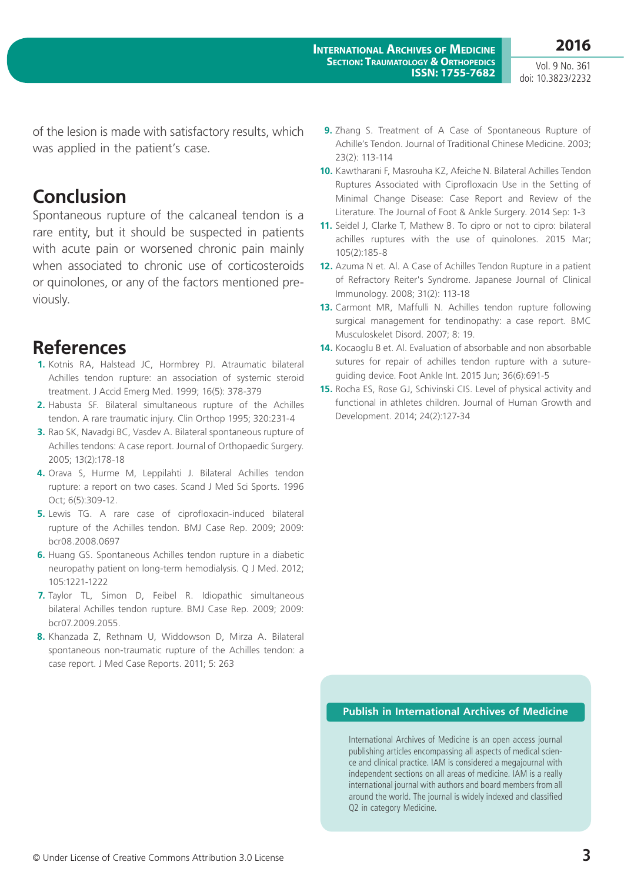of the lesion is made with satisfactory results, which was applied in the patient's case.

## Conclusion

Spontaneous rupture of the calcaneal tendon is a rare entity, but it should be suspected in patients with acute pain or worsened chronic pain mainly when associated to chronic use of corticosteroids or quinolones, or any of the factors mentioned previously.

## References

1. Kotnis RA, Halstead JC, Hormbrey PJ. Atraumatic bilateral Achilles tendon rupture: an association of systemic steroid treatment. J Accid Emerg Med. 1999; 16(5): 378-379
2. Habusta SF. Bilateral simultaneous rupture of the Achilles tendon. A rare traumatic injury. Clin Orthop 1995; 320:231-4
3. Rao SK, Navadgi BC, Vasdev A. Bilateral spontaneous rupture of Achilles tendons: A case report. Journal of Orthopaedic Surgery. 2005; 13(2):178-18
4. Orava S, Hurme M, Leppilahti J. Bilateral Achilles tendon rupture: a report on two cases. Scand J Med Sci Sports. 1996 Oct; 6(5):309-12.
5. Lewis TG. A rare case of ciprofloxacin-induced bilateral rupture of the Achilles tendon. BMJ Case Rep. 2009; 2009: bcr08.2008.0697
6. Huang GS. Spontaneous Achilles tendon rupture in a diabetic neuropathy patient on long-term hemodialysis. Q J Med. 2012; 105:1221-1222
7. Taylor TL, Simon D, Feibel R. Idiopathic simultaneous bilateral Achilles tendon rupture. BMJ Case Rep. 2009; 2009: bcr07.2009.2055.
8. Khanzada Z, Rethnam U, Widdowson D, Mirza A. Bilateral spontaneous non-traumatic rupture of the Achilles tendon: a case report. J Med Case Reports. 2011; 5: 263
9. Zhang S. Treatment of A Case of Spontaneous Rupture of Achille's Tendon. Journal of Traditional Chinese Medicine. 2003; 23(2): 113-114
10. Kawtharani F, Masrouha KZ, Afeiche N. Bilateral Achilles Tendon Ruptures Associated with Ciprofloxacin Use in the Setting of Minimal Change Disease: Case Report and Review of the Literature. The Journal of Foot & Ankle Surgery. 2014 Sep: 1-3
11. Seidel J, Clarke T, Mathew B. To cipro or not to cipro: bilateral achilles ruptures with the use of quinolones. 2015 Mar; 105(2):185-8
12. Azuma N et. Al. A Case of Achilles Tendon Rupture in a patient of Refractory Reiter's Syndrome. Japanese Journal of Clinical Immunology. 2008; 31(2): 113-18
13. Carmont MR, Maffulli N. Achilles tendon rupture following surgical management for tendinopathy: a case report. BMC Musculoskelet Disord. 2007; 8: 19.
14. Kocaoglu B et. Al. Evaluation of absorbable and non absorbable sutures for repair of achilles tendon rupture with a suture-guiding device. Foot Ankle Int. 2015 Jun; 36(6):691-5
15. Rocha ES, Rose GJ, Schivinski CIS. Level of physical activity and functional in athletes children. Journal of Human Growth and Development. 2014; 24(2):127-34

**Publish in International Archives of Medicine**

International Archives of Medicine is an open access journal publishing articles encompassing all aspects of medical science and clinical practice. IAM is considered a megajournal with independent sections on all areas of medicine. IAM is a really international journal with authors and board members from all around the world. The journal is widely indexed and classified Q2 in category Medicine.

© Under License of Creative Commons Attribution 3.0 License